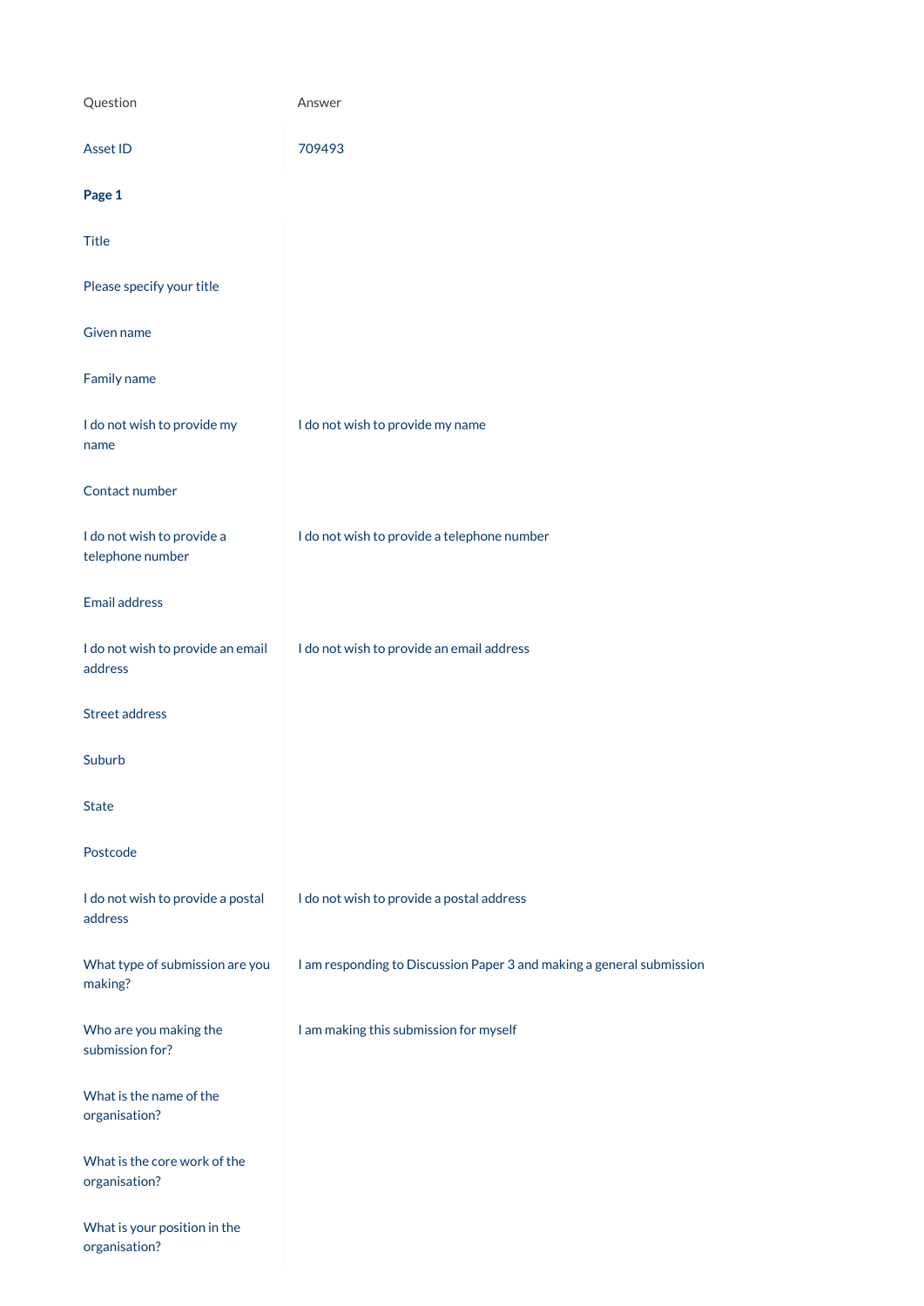| Question | Answer |
| --- | --- |
| Asset ID | 709493 |
| **Page 1** | |
| Title | |
| Please specify your title | |
| Given name | |
| Family name | |
| I do not wish to provide my name | I do not wish to provide my name |
| Contact number | |
| I do not wish to provide a telephone number | I do not wish to provide a telephone number |
| Email address | |
| I do not wish to provide an email address | I do not wish to provide an email address |
| Street address | |
| Suburb | |
| State | |
| Postcode | |
| I do not wish to provide a postal address | I do not wish to provide a postal address |
| What type of submission are you making? | I am responding to Discussion Paper 3 and making a general submission |
| Who are you making the submission for? | I am making this submission for myself |
| What is the name of the organisation? | |
| What is the core work of the organisation? | |
| What is your position in the organisation? | |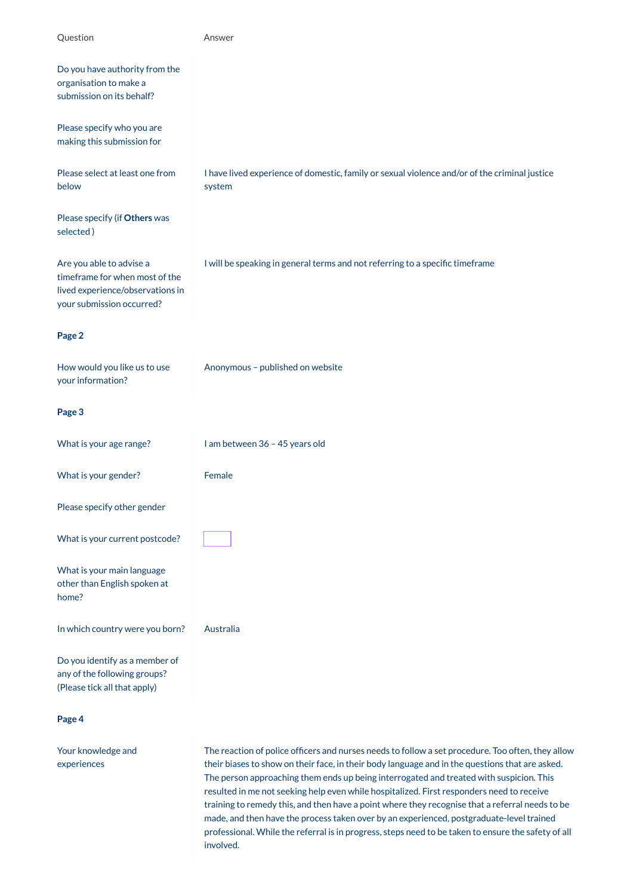| Question | Answer |
| --- | --- |
| Do you have authority from the organisation to make a submission on its behalf? | |
| Please specify who you are making this submission for | |
| Please select at least one from below | I have lived experience of domestic, family or sexual violence and/or of the criminal justice system |
| Please specify (if **Others** was selected ) | |
| Are you able to advise a timeframe for when most of the lived experience/observations in your submission occurred? | I will be speaking in general terms and not referring to a specific timeframe |

**Page 2**

| Question | Answer |
| --- | --- |
| How would you like us to use your information? | Anonymous – published on website |

**Page 3**

| Question | Answer |
| --- | --- |
| What is your age range? | I am between 36 – 45 years old |
| What is your gender? | Female |
| Please specify other gender | |
| What is your current postcode? | |
| What is your main language other than English spoken at home? | |
| In which country were you born? | Australia |
| Do you identify as a member of any of the following groups? (Please tick all that apply) | |

**Page 4**

| Question | Answer |
| --- | --- |
| Your knowledge and experiences | The reaction of police officers and nurses needs to follow a set procedure. Too often, they allow their biases to show on their face, in their body language and in the questions that are asked. The person approaching them ends up being interrogated and treated with suspicion. This resulted in me not seeking help even while hospitalized. First responders need to receive training to remedy this, and then have a point where they recognise that a referral needs to be made, and then have the process taken over by an experienced, postgraduate-level trained professional. While the referral is in progress, steps need to be taken to ensure the safety of all involved. |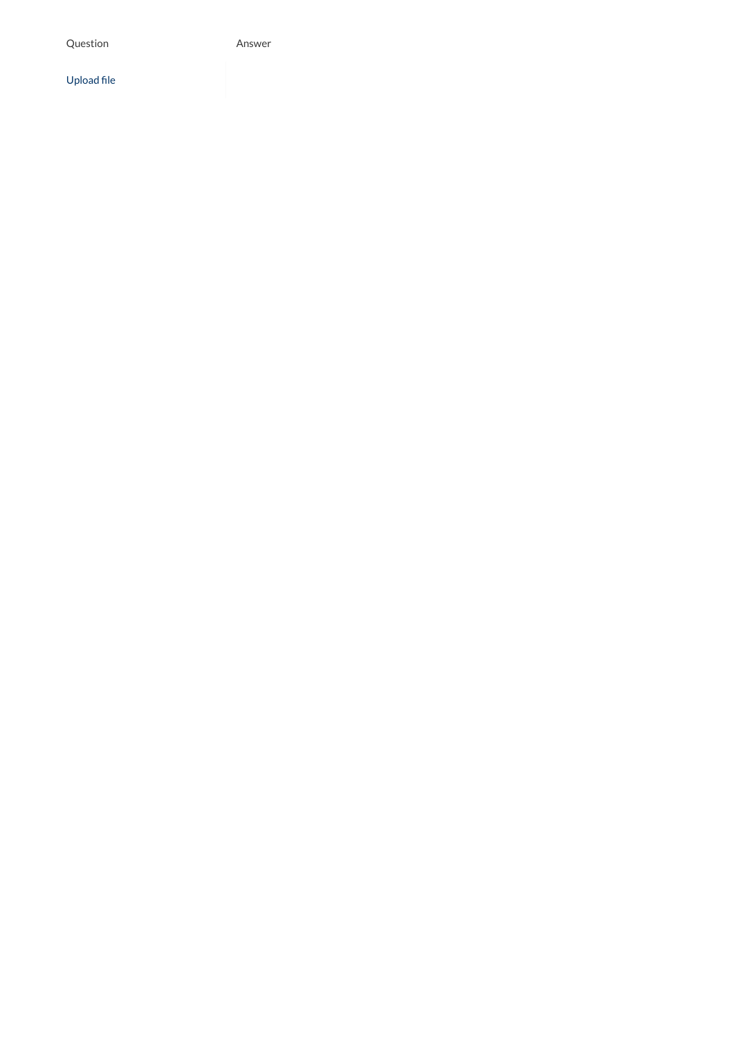| Question | Answer |
| --- | --- |
| Upload file | |